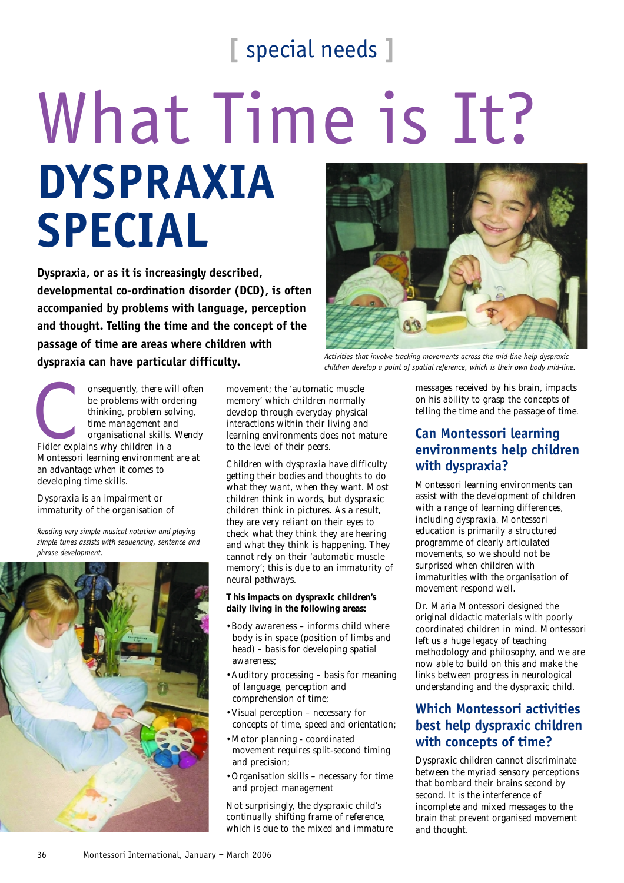[ special needs ]

# What Time is It?

# DYSPRAXIA SPECIAL

**Dyspraxia, or as it is increasingly described, developmental co-ordination disorder (DCD), is often accompanied by problems with language, perception and thought. Telling the time and the concept of the passage of time are areas where children with dyspraxia can have particular difficulty.**

*Activities that involve tracking movements across the mid-line help dyspraxic children develop a point of spatial reference, which is their own body mid-line.*

Consequently, there will often be problems with ordering thinking, problem solving, time management and organisational skills. Wendy Fidler explains why children in a Montessori learning environment are at an advantage when it comes to developing time skills.

Dyspraxia is an impairment or immaturity of the organisation of movement; the 'automatic muscle memory' which children normally develop through everyday physical interactions within their living and learning environments does not mature to the level of their peers.

*Reading very simple musical notation and playing simple tunes assists with sequencing, sentence and phrase development.*

Children with dyspraxia have difficulty getting their bodies and thoughts to do what they want, when they want. Most children think in words, but dyspraxic children think in pictures. As a result, they are very reliant on their eyes to check what they think they are hearing and what they think is happening. They cannot rely on their 'automatic muscle memory'; this is due to an immaturity of neural pathways.

**This impacts on dyspraxic children's daily living in the following areas:**

- Body awareness – informs child where body is in space (position of limbs and head) – basis for developing spatial awareness;
- Auditory processing – basis for meaning of language, perception and comprehension of time;
- Visual perception – necessary for concepts of time, speed and orientation;
- Motor planning - coordinated movement requires split-second timing and precision;
- Organisation skills – necessary for time and project management

Not surprisingly, the dyspraxic child's continually shifting frame of reference, which is due to the mixed and immature messages received by his brain, impacts on his ability to grasp the concepts of telling the time and the passage of time.

## Can Montessori learning environments help children with dyspraxia?

Montessori learning environments can assist with the development of children with a range of learning differences, including dyspraxia. Montessori education is primarily a structured programme of clearly articulated movements, so we should not be surprised when children with immaturities with the organisation of movement respond well.

Dr. Maria Montessori designed the original didactic materials with poorly coordinated children in mind. Montessori left us a huge legacy of teaching methodology and philosophy, and we are now able to build on this and make the links between progress in neurological understanding and the dyspraxic child.

## Which Montessori activities best help dyspraxic children with concepts of time?

Dyspraxic children cannot discriminate between the myriad sensory perceptions that bombard their brains second by second. It is the interference of incomplete and mixed messages to the brain that prevent organised movement and thought.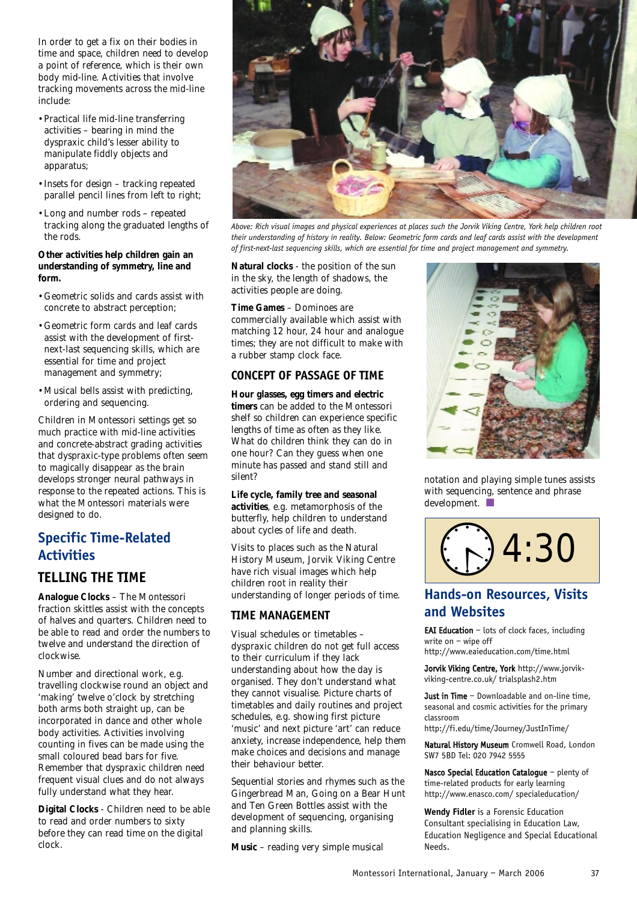In order to get a fix on their bodies in time and space, children need to develop a point of reference, which is their own body mid-line. Activities that involve tracking movements across the mid-line include:

- Practical life mid-line transferring activities – bearing in mind the dyspraxic child's lesser ability to manipulate fiddly objects and apparatus;
- Insets for design – tracking repeated parallel pencil lines from left to right;
- Long and number rods – repeated tracking along the graduated lengths of the rods.

**Other activities help children gain an understanding of symmetry, line and form.**

- Geometric solids and cards assist with concrete to abstract perception;
- Geometric form cards and leaf cards assist with the development of first-next-last sequencing skills, which are essential for time and project management and symmetry;
- Musical bells assist with predicting, ordering and sequencing.

Children in Montessori settings get so much practice with mid-line activities and concrete-abstract grading activities that dyspraxic-type problems often seem to magically disappear as the brain develops stronger neural pathways in response to the repeated actions. This is what the Montessori materials were designed to do.

## Specific Time-Related Activities

### TELLING THE TIME

**Analogue Clocks** – The Montessori fraction skittles assist with the concepts of halves and quarters. Children need to be able to read and order the numbers to twelve and understand the direction of clockwise.

Number and directional work, e.g. travelling clockwise round an object and 'making' twelve o'clock by stretching both arms both straight up, can be incorporated in dance and other whole body activities. Activities involving counting in fives can be made using the small coloured bead bars for five. Remember that dyspraxic children need frequent visual clues and do not always fully understand what they hear.

**Digital Clocks** - Children need to be able to read and order numbers to sixty before they can read time on the digital clock.

*Above: Rich visual images and physical experiences at places such the Jorvik Viking Centre, York help children root their understanding of history in reality. Below: Geometric form cards and leaf cards assist with the development of first-next-last sequencing skills, which are essential for time and project management and symmetry.*

**Natural clocks** - the position of the sun in the sky, the length of shadows, the activities people are doing.

**Time Games** – Dominoes are commercially available which assist with matching 12 hour, 24 hour and analogue times; they are not difficult to make with a rubber stamp clock face.

### CONCEPT OF PASSAGE OF TIME

**Hour glasses, egg timers and electric timers** can be added to the Montessori shelf so children can experience specific lengths of time as often as they like. What do children think they can do in one hour? Can they guess when one minute has passed and stand still and silent?

**Life cycle, family tree and seasonal activities**, e.g. metamorphosis of the butterfly, help children to understand about cycles of life and death.

Visits to places such as the Natural History Museum, Jorvik Viking Centre have rich visual images which help children root in reality their understanding of longer periods of time.

### TIME MANAGEMENT

Visual schedules or timetables – dyspraxic children do not get full access to their curriculum if they lack understanding about how the day is organised. They don't understand what they cannot visualise. Picture charts of timetables and daily routines and project schedules, e.g. showing first picture 'music' and next picture 'art' can reduce anxiety, increase independence, help them make choices and decisions and manage their behaviour better.

Sequential stories and rhymes such as the Gingerbread Man, Going on a Bear Hunt and Ten Green Bottles assist with the development of sequencing, organising and planning skills.

**Music** – reading very simple musical notation and playing simple tunes assists with sequencing, sentence and phrase development.

4:30

## Hands-on Resources, Visits and Websites

**EAI Education** – lots of clock faces, including write on – wipe off
http://www.eaieducation.com/time.html

**Jorvik Viking Centre, York** http://www.jorvik-viking-centre.co.uk/ trialsplash2.htm

**Just in Time** – Downloadable and on-line time, seasonal and cosmic activities for the primary classroom
http://fi.edu/time/Journey/JustInTime/

**Natural History Museum** Cromwell Road, London SW7 5BD Tel: 020 7942 5555

**Nasco Special Education Catalogue** – plenty of time-related products for early learning
http://www.enasco.com/ specialeducation/

**Wendy Fidler** is a Forensic Education Consultant specialising in Education Law, Education Negligence and Special Educational Needs.